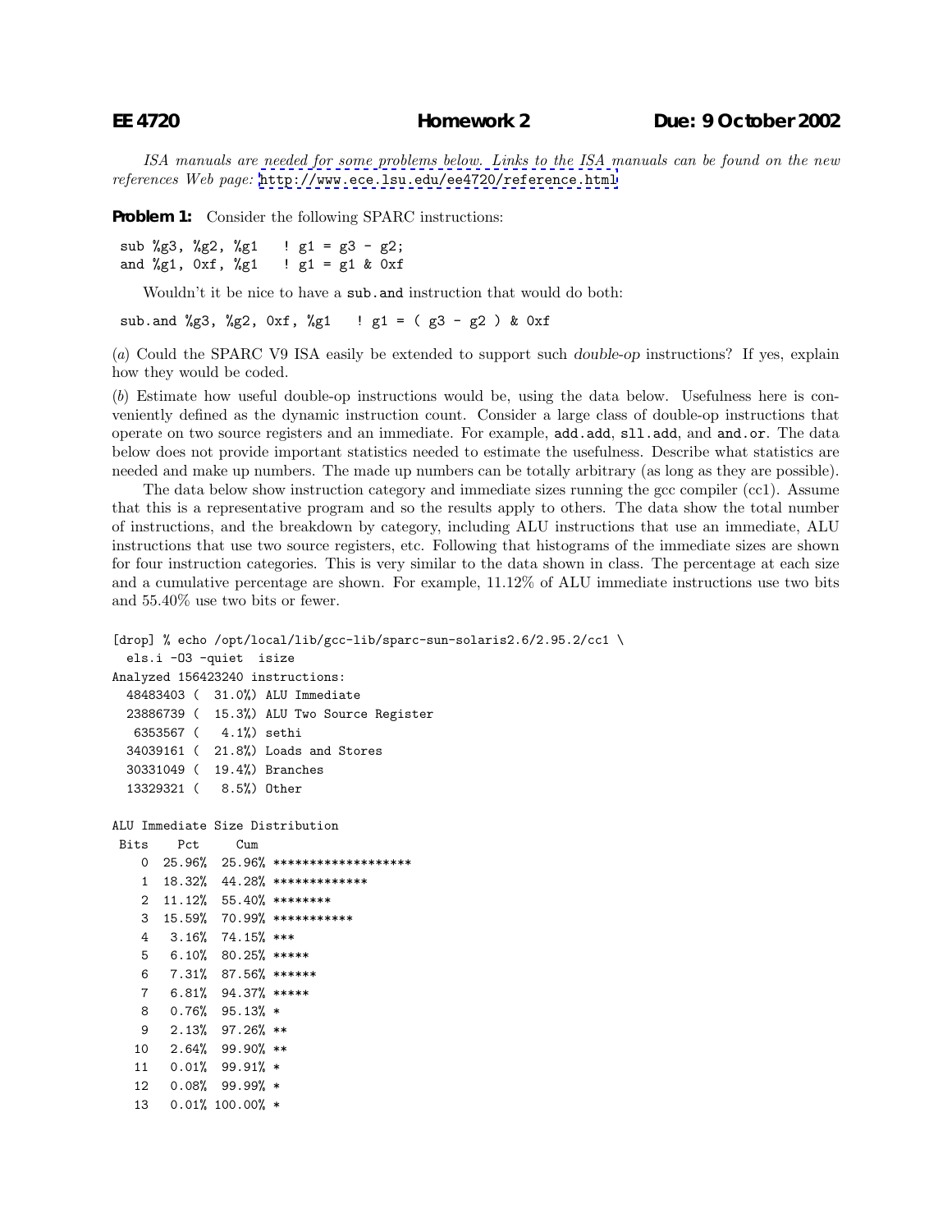**EE 4720** **Homework 2** **Due: 9 October 2002**

*ISA manuals are needed for some problems below. Links to the ISA manuals can be found on the new references Web page:* http://www.ece.lsu.edu/ee4720/reference.html

**Problem 1:** Consider the following SPARC instructions:

```
sub %g3, %g2, %g1   ! g1 = g3 - g2;
and %g1, 0xf, %g1   ! g1 = g1 & 0xf
```

Wouldn't it be nice to have a `sub.and` instruction that would do both:

```
sub.and %g3, %g2, 0xf, %g1   ! g1 = ( g3 - g2 ) & 0xf
```

(*a*) Could the SPARC V9 ISA easily be extended to support such *double-op* instructions? If yes, explain how they would be coded.

(*b*) Estimate how useful double-op instructions would be, using the data below. Usefulness here is conveniently defined as the dynamic instruction count. Consider a large class of double-op instructions that operate on two source registers and an immediate. For example, `add.add`, `sll.add`, and `and.or`. The data below does not provide important statistics needed to estimate the usefulness. Describe what statistics are needed and make up numbers. The made up numbers can be totally arbitrary (as long as they are possible).

The data below show instruction category and immediate sizes running the gcc compiler (cc1). Assume that this is a representative program and so the results apply to others. The data show the total number of instructions, and the breakdown by category, including ALU instructions that use an immediate, ALU instructions that use two source registers, etc. Following that histograms of the immediate sizes are shown for four instruction categories. This is very similar to the data shown in class. The percentage at each size and a cumulative percentage are shown. For example, 11.12% of ALU immediate instructions use two bits and 55.40% use two bits or fewer.

```
[drop] % echo /opt/local/lib/gcc-lib/sparc-sun-solaris2.6/2.95.2/cc1 \
  els.i -O3 -quiet  isize
Analyzed 156423240 instructions:
  48483403 (  31.0%) ALU Immediate
  23886739 (  15.3%) ALU Two Source Register
   6353567 (   4.1%) sethi
  34039161 (  21.8%) Loads and Stores
  30331049 (  19.4%) Branches
  13329321 (   8.5%) Other

ALU Immediate Size Distribution
 Bits    Pct     Cum
    0  25.96%  25.96% *******************
    1  18.32%  44.28% *************
    2  11.12%  55.40% ********
    3  15.59%  70.99% ***********
    4   3.16%  74.15% ***
    5   6.10%  80.25% *****
    6   7.31%  87.56% ******
    7   6.81%  94.37% *****
    8   0.76%  95.13% *
    9   2.13%  97.26% **
   10   2.64%  99.90% **
   11   0.01%  99.91% *
   12   0.08%  99.99% *
   13   0.01% 100.00% *
```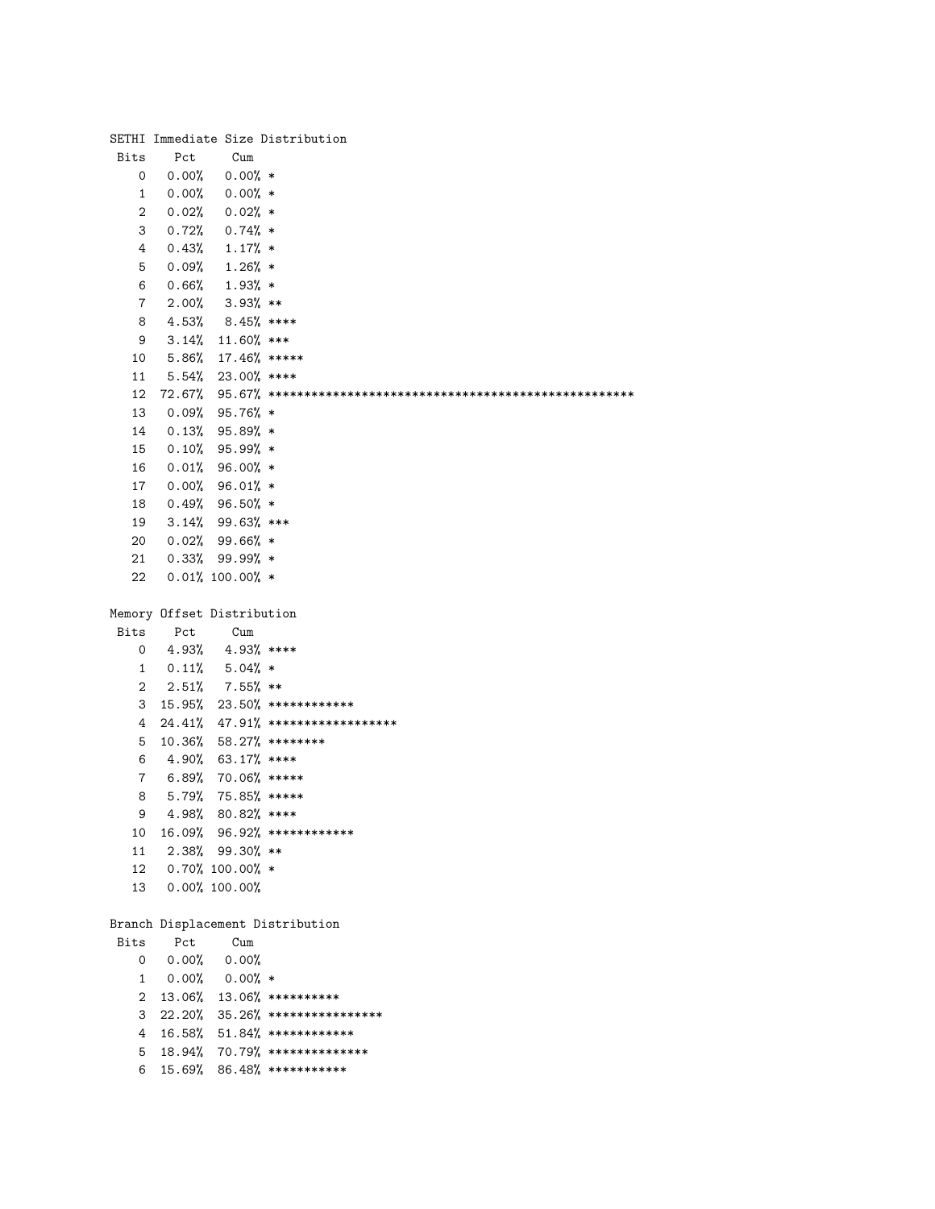```
SETHI Immediate Size Distribution
 Bits    Pct     Cum
    0   0.00%   0.00% *
    1   0.00%   0.00% *
    2   0.02%   0.02% *
    3   0.72%   0.74% *
    4   0.43%   1.17% *
    5   0.09%   1.26% *
    6   0.66%   1.93% *
    7   2.00%   3.93% **
    8   4.53%   8.45% ****
    9   3.14%  11.60% ***
   10   5.86%  17.46% *****
   11   5.54%  23.00% ****
   12  72.67%  95.67% **************************************************
   13   0.09%  95.76% *
   14   0.13%  95.89% *
   15   0.10%  95.99% *
   16   0.01%  96.00% *
   17   0.00%  96.01% *
   18   0.49%  96.50% *
   19   3.14%  99.63% ***
   20   0.02%  99.66% *
   21   0.33%  99.99% *
   22   0.01% 100.00% *

Memory Offset Distribution
 Bits    Pct     Cum
    0   4.93%   4.93% ****
    1   0.11%   5.04% *
    2   2.51%   7.55% **
    3  15.95%  23.50% ************
    4  24.41%  47.91% ******************
    5  10.36%  58.27% ********
    6   4.90%  63.17% ****
    7   6.89%  70.06% *****
    8   5.79%  75.85% *****
    9   4.98%  80.82% ****
   10  16.09%  96.92% ************
   11   2.38%  99.30% **
   12   0.70% 100.00% *
   13   0.00% 100.00%

Branch Displacement Distribution
 Bits    Pct     Cum
    0   0.00%   0.00%
    1   0.00%   0.00% *
    2  13.06%  13.06% **********
    3  22.20%  35.26% ****************
    4  16.58%  51.84% ************
    5  18.94%  70.79% **************
    6  15.69%  86.48% ***********
```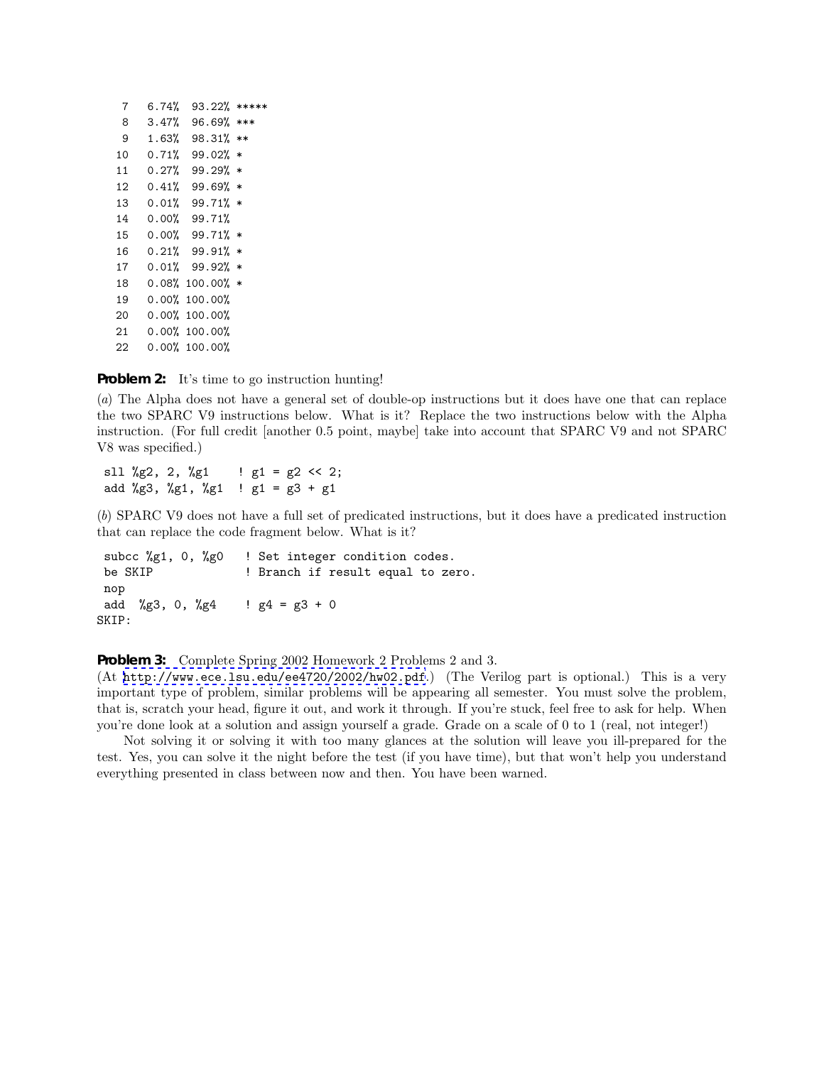```
   7   6.74%  93.22% *****
   8   3.47%  96.69% ***
   9   1.63%  98.31% **
  10   0.71%  99.02% *
  11   0.27%  99.29% *
  12   0.41%  99.69% *
  13   0.01%  99.71% *
  14   0.00%  99.71%
  15   0.00%  99.71% *
  16   0.21%  99.91% *
  17   0.01%  99.92% *
  18   0.08% 100.00% *
  19   0.00% 100.00%
  20   0.00% 100.00%
  21   0.00% 100.00%
  22   0.00% 100.00%
```

**Problem 2:** It's time to go instruction hunting!

(*a*) The Alpha does not have a general set of double-op instructions but it does have one that can replace the two SPARC V9 instructions below. What is it? Replace the two instructions below with the Alpha instruction. (For full credit [another 0.5 point, maybe] take into account that SPARC V9 and not SPARC V8 was specified.)

```
 sll %g2, 2, %g1    ! g1 = g2 << 2;
 add %g3, %g1, %g1  ! g1 = g3 + g1
```

(*b*) SPARC V9 does not have a full set of predicated instructions, but it does have a predicated instruction that can replace the code fragment below. What is it?

```
 subcc %g1, 0, %g0   ! Set integer condition codes.
 be SKIP             ! Branch if result equal to zero.
 nop
 add  %g3, 0, %g4    ! g4 = g3 + 0
SKIP:
```

**Problem 3:** Complete Spring 2002 Homework 2 Problems 2 and 3.
(At http://www.ece.lsu.edu/ee4720/2002/hw02.pdf.) (The Verilog part is optional.) This is a very important type of problem, similar problems will be appearing all semester. You must solve the problem, that is, scratch your head, figure it out, and work it through. If you're stuck, feel free to ask for help. When you're done look at a solution and assign yourself a grade. Grade on a scale of 0 to 1 (real, not integer!)

Not solving it or solving it with too many glances at the solution will leave you ill-prepared for the test. Yes, you can solve it the night before the test (if you have time), but that won't help you understand everything presented in class between now and then. You have been warned.